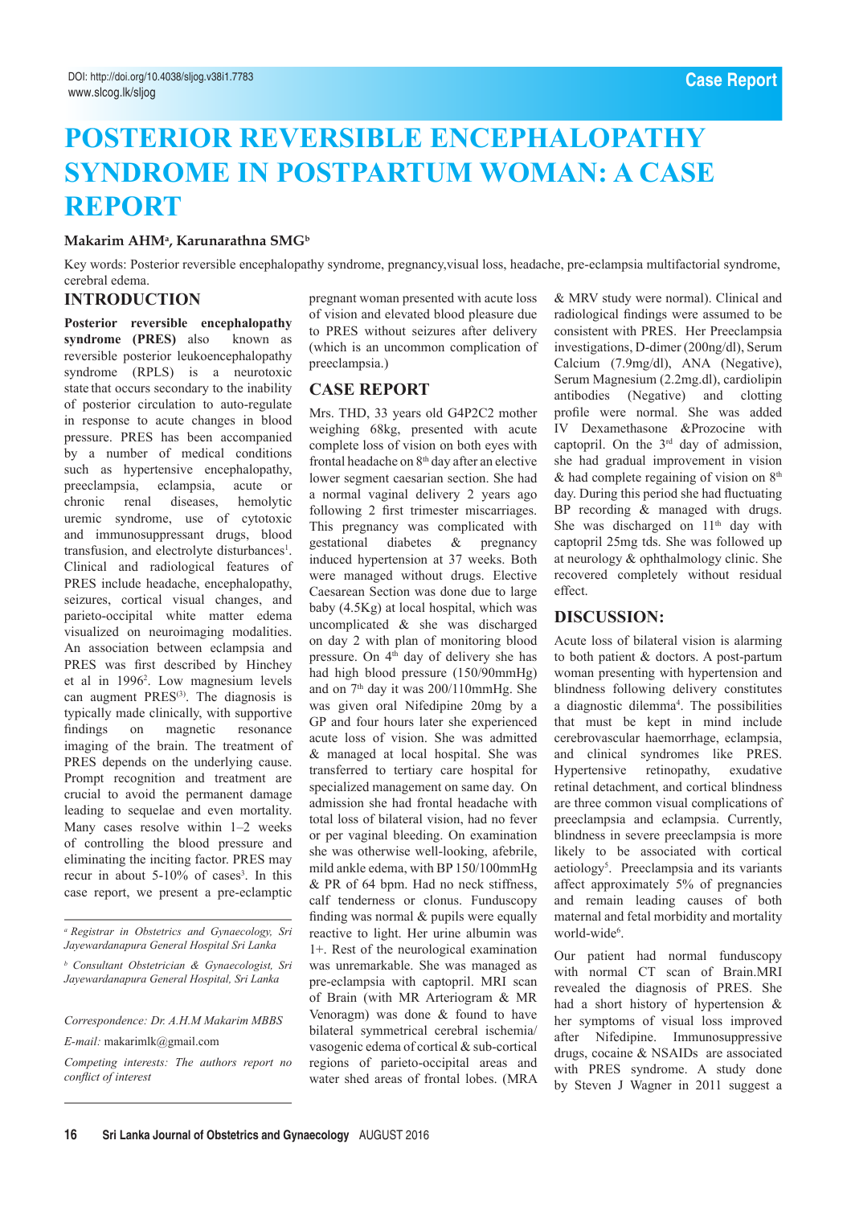DOI: http://doi.org/10.4038/sljog.v38i1.7783
www.slcog.lk/sljog

Case Report

# POSTERIOR REVERSIBLE ENCEPHALOPATHY SYNDROME IN POSTPARTUM WOMAN: A CASE REPORT

**Makarim AHM[a], Karunarathna SMG[b]**

Key words: Posterior reversible encephalopathy syndrome, pregnancy,visual loss, headache, pre-eclampsia multifactorial syndrome, cerebral edema.

## INTRODUCTION

**Posterior reversible encephalopathy syndrome (PRES)** also known as reversible posterior leukoencephalopathy syndrome (RPLS) is a neurotoxic state that occurs secondary to the inability of posterior circulation to auto-regulate in response to acute changes in blood pressure. PRES has been accompanied by a number of medical conditions such as hypertensive encephalopathy, preeclampsia, eclampsia, acute or chronic renal diseases, hemolytic uremic syndrome, use of cytotoxic and immunosuppressant drugs, blood transfusion, and electrolyte disturbances[1]. Clinical and radiological features of PRES include headache, encephalopathy, seizures, cortical visual changes, and parieto-occipital white matter edema visualized on neuroimaging modalities. An association between eclampsia and PRES was first described by Hinchey et al in 1996[2]. Low magnesium levels can augment PRES[(3)]. The diagnosis is typically made clinically, with supportive findings on magnetic resonance imaging of the brain. The treatment of PRES depends on the underlying cause. Prompt recognition and treatment are crucial to avoid the permanent damage leading to sequelae and even mortality. Many cases resolve within 1–2 weeks of controlling the blood pressure and eliminating the inciting factor. PRES may recur in about 5-10% of cases[3]. In this case report, we present a pre-eclamptic pregnant woman presented with acute loss of vision and elevated blood pleasure due to PRES without seizures after delivery (which is an uncommon complication of preeclampsia.)

*[a] Registrar in Obstetrics and Gynaecology, Sri Jayewardanapura General Hospital Sri Lanka*

*[b] Consultant Obstetrician & Gynaecologist, Sri Jayewardanapura General Hospital, Sri Lanka*

*Correspondence: Dr. A.H.M Makarim MBBS*

*E-mail:* makarimlk@gmail.com

*Competing interests: The authors report no conflict of interest*

## CASE REPORT

Mrs. THD, 33 years old G4P2C2 mother weighing 68kg, presented with acute complete loss of vision on both eyes with frontal headache on 8[th] day after an elective lower segment caesarian section. She had a normal vaginal delivery 2 years ago following 2 first trimester miscarriages. This pregnancy was complicated with gestational diabetes & pregnancy induced hypertension at 37 weeks. Both were managed without drugs. Elective Caesarean Section was done due to large baby (4.5Kg) at local hospital, which was uncomplicated & she was discharged on day 2 with plan of monitoring blood pressure. On 4[th] day of delivery she has had high blood pressure (150/90mmHg) and on 7[th] day it was 200/110mmHg. She was given oral Nifedipine 20mg by a GP and four hours later she experienced acute loss of vision. She was admitted & managed at local hospital. She was transferred to tertiary care hospital for specialized management on same day. On admission she had frontal headache with total loss of bilateral vision, had no fever or per vaginal bleeding. On examination she was otherwise well-looking, afebrile, mild ankle edema, with BP 150/100mmHg & PR of 64 bpm. Had no neck stiffness, calf tenderness or clonus. Funduscopy finding was normal & pupils were equally reactive to light. Her urine albumin was 1+. Rest of the neurological examination was unremarkable. She was managed as pre-eclampsia with captopril. MRI scan of Brain (with MR Arteriogram & MR Venoragm) was done & found to have bilateral symmetrical cerebral ischemia/ vasogenic edema of cortical & sub-cortical regions of parieto-occipital areas and water shed areas of frontal lobes. (MRA & MRV study were normal). Clinical and radiological findings were assumed to be consistent with PRES. Her Preeclampsia investigations, D-dimer (200ng/dl), Serum Calcium (7.9mg/dl), ANA (Negative), Serum Magnesium (2.2mg.dl), cardiolipin antibodies (Negative) and clotting profile were normal. She was added IV Dexamethasone &Prozocine with captopril. On the 3[rd] day of admission, she had gradual improvement in vision & had complete regaining of vision on 8[th] day. During this period she had fluctuating BP recording & managed with drugs. She was discharged on 11[th] day with captopril 25mg tds. She was followed up at neurology & ophthalmology clinic. She recovered completely without residual effect.

## DISCUSSION:

Acute loss of bilateral vision is alarming to both patient & doctors. A post-partum woman presenting with hypertension and blindness following delivery constitutes a diagnostic dilemma[4]. The possibilities that must be kept in mind include cerebrovascular haemorrhage, eclampsia, and clinical syndromes like PRES. Hypertensive retinopathy, exudative retinal detachment, and cortical blindness are three common visual complications of preeclampsia and eclampsia. Currently, blindness in severe preeclampsia is more likely to be associated with cortical aetiology[5]. Preeclampsia and its variants affect approximately 5% of pregnancies and remain leading causes of both maternal and fetal morbidity and mortality world-wide[6].

Our patient had normal funduscopy with normal CT scan of Brain.MRI revealed the diagnosis of PRES. She had a short history of hypertension & her symptoms of visual loss improved after Nifedipine. Immunosuppressive drugs, cocaine & NSAIDs are associated with PRES syndrome. A study done by Steven J Wagner in 2011 suggest a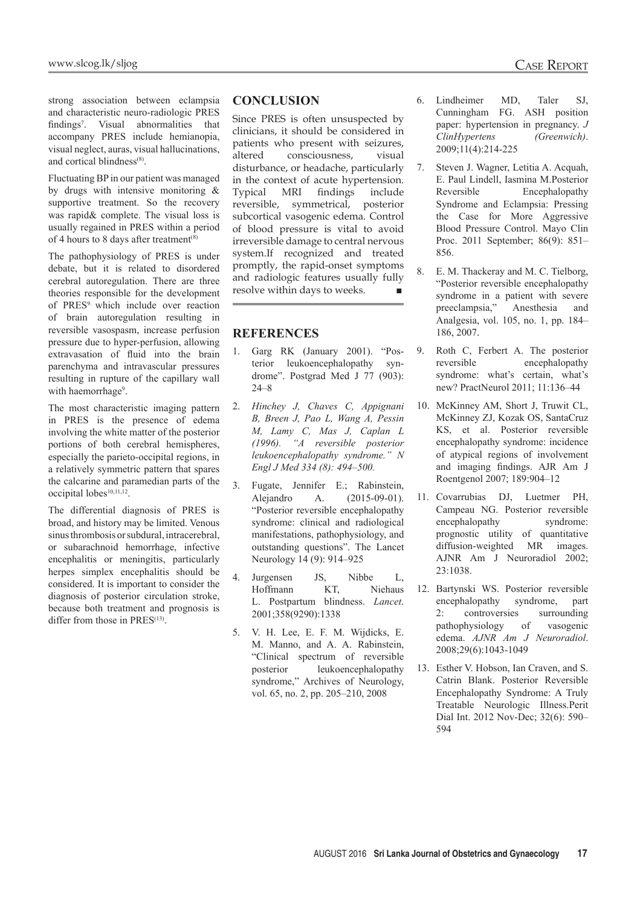strong association between eclampsia and characteristic neuro-radiologic PRES findings[7]. Visual abnormalities that accompany PRES include hemianopia, visual neglect, auras, visual hallucinations, and cortical blindness[(8)].

Fluctuating BP in our patient was managed by drugs with intensive monitoring & supportive treatment. So the recovery was rapid& complete. The visual loss is usually regained in PRES within a period of 4 hours to 8 days after treatment[(8)]

The pathophysiology of PRES is under debate, but it is related to disordered cerebral autoregulation. There are three theories responsible for the development of PRES[9.] which include over reaction of brain autoregulation resulting in reversible vasospasm, increase perfusion pressure due to hyper-perfusion, allowing extravasation of fluid into the brain parenchyma and intravascular pressures resulting in rupture of the capillary wall with haemorrhage[9].

The most characteristic imaging pattern in PRES is the presence of edema involving the white matter of the posterior portions of both cerebral hemispheres, especially the parieto-occipital regions, in a relatively symmetric pattern that spares the calcarine and paramedian parts of the occipital lobes[10,11,12].

The differential diagnosis of PRES is broad, and history may be limited. Venous sinus thrombosis or subdural, intracerebral, or subarachnoid hemorrhage, infective encephalitis or meningitis, particularly herpes simplex encephalitis should be considered. It is important to consider the diagnosis of posterior circulation stroke, because both treatment and prognosis is differ from those in PRES[(13)].

## CONCLUSION

Since PRES is often unsuspected by clinicians, it should be considered in patients who present with seizures, altered consciousness, visual disturbance, or headache, particularly in the context of acute hypertension. Typical MRI findings include reversible, symmetrical, posterior subcortical vasogenic edema. Control of blood pressure is vital to avoid irreversible damage to central nervous system.If recognized and treated promptly, the rapid-onset symptoms and radiologic features usually fully resolve within days to weeks. ■

## REFERENCES

1. Garg RK (January 2001). "Posterior leukoencephalopathy syndrome". Postgrad Med J 77 (903): 24–8
2. *Hinchey J, Chaves C, Appignani B, Breen J, Pao L, Wang A, Pessin M, Lamy C, Mas J, Caplan L (1996). "A reversible posterior leukoencephalopathy syndrome." N Engl J Med 334 (8): 494–500.*
3. Fugate, Jennifer E.; Rabinstein, Alejandro A. (2015-09-01). "Posterior reversible encephalopathy syndrome: clinical and radiological manifestations, pathophysiology, and outstanding questions". The Lancet Neurology 14 (9): 914–925
4. Jurgensen JS, Nibbe L, Hoffmann KT, Niehaus L. Postpartum blindness. *Lancet*. 2001;358(9290):1338
5. V. H. Lee, E. F. M. Wijdicks, E. M. Manno, and A. A. Rabinstein, "Clinical spectrum of reversible posterior leukoencephalopathy syndrome," Archives of Neurology, vol. 65, no. 2, pp. 205–210, 2008
6. Lindheimer MD, Taler SJ, Cunningham FG. ASH position paper: hypertension in pregnancy. *J ClinHypertens (Greenwich)*. 2009;11(4):214-225
7. Steven J. Wagner, Letitia A. Acquah, E. Paul Lindell, Iasmina M.Posterior Reversible Encephalopathy Syndrome and Eclampsia: Pressing the Case for More Aggressive Blood Pressure Control. Mayo Clin Proc. 2011 September; 86(9): 851–856.
8. E. M. Thackeray and M. C. Tielborg, "Posterior reversible encephalopathy syndrome in a patient with severe preeclampsia," Anesthesia and Analgesia, vol. 105, no. 1, pp. 184–186, 2007.
9. Roth C, Ferbert A. The posterior reversible encephalopathy syndrome: what's certain, what's new? PractNeurol 2011; 11:136–44
10. McKinney AM, Short J, Truwit CL, McKinney ZJ, Kozak OS, SantaCruz KS, et al. Posterior reversible encephalopathy syndrome: incidence of atypical regions of involvement and imaging findings. AJR Am J Roentgenol 2007; 189:904–12
11. Covarrubias DJ, Luetmer PH, Campeau NG. Posterior reversible encephalopathy syndrome: prognostic utility of quantitative diffusion-weighted MR images. AJNR Am J Neuroradiol 2002; 23:1038.
12. Bartynski WS. Posterior reversible encephalopathy syndrome, part 2: controversies surrounding pathophysiology of vasogenic edema. *AJNR Am J Neuroradiol*. 2008;29(6):1043-1049
13. Esther V. Hobson, Ian Craven, and S. Catrin Blank. Posterior Reversible Encephalopathy Syndrome: A Truly Treatable Neurologic Illness.Perit Dial Int. 2012 Nov-Dec; 32(6): 590–594